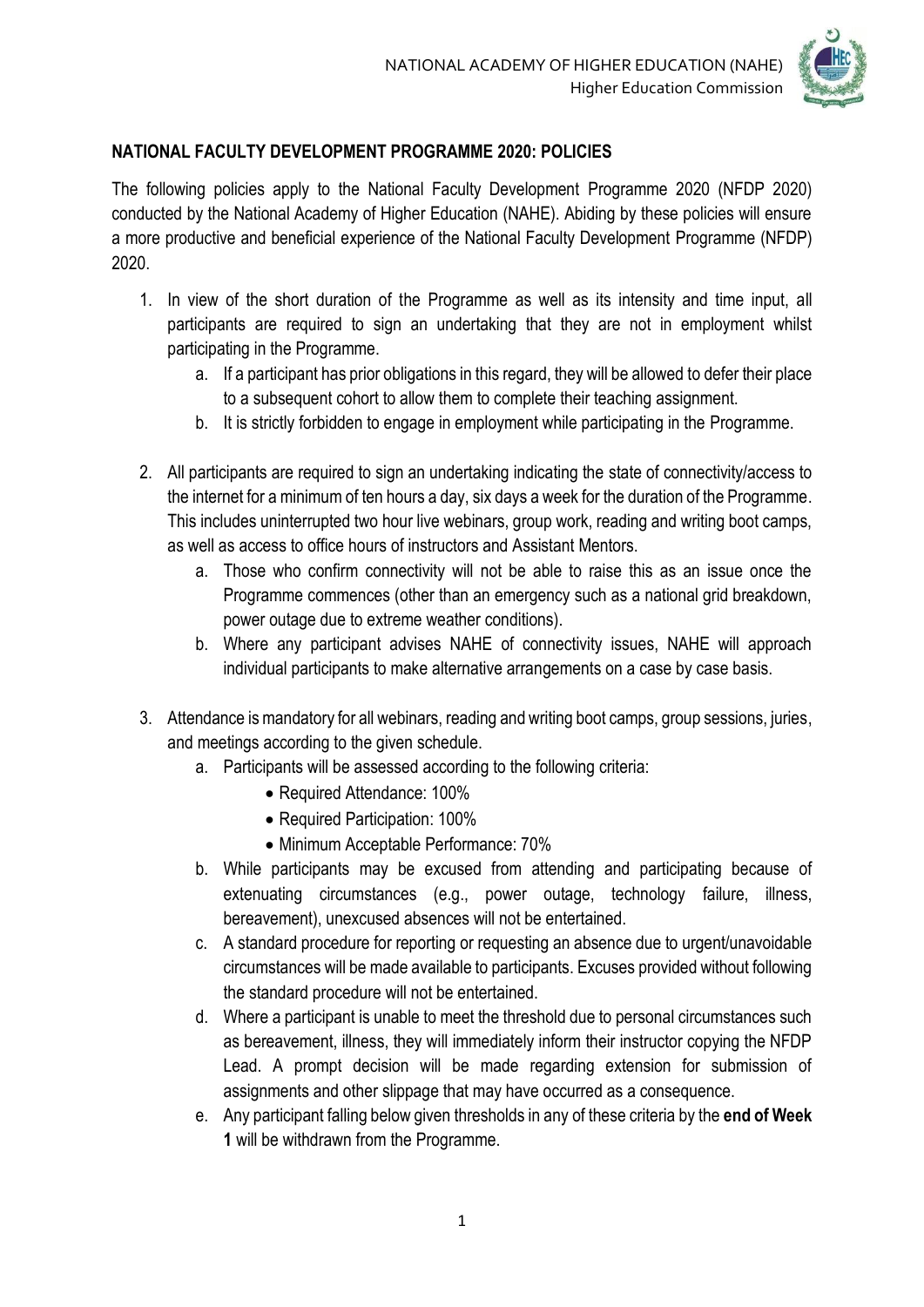NATIONAL ACADEMY OF HIGHER EDUCATION (NAHE)
Higher Education Commission

## NATIONAL FACULTY DEVELOPMENT PROGRAMME 2020: POLICIES

The following policies apply to the National Faculty Development Programme 2020 (NFDP 2020) conducted by the National Academy of Higher Education (NAHE). Abiding by these policies will ensure a more productive and beneficial experience of the National Faculty Development Programme (NFDP) 2020.

1. In view of the short duration of the Programme as well as its intensity and time input, all participants are required to sign an undertaking that they are not in employment whilst participating in the Programme.
   a. If a participant has prior obligations in this regard, they will be allowed to defer their place to a subsequent cohort to allow them to complete their teaching assignment.
   b. It is strictly forbidden to engage in employment while participating in the Programme.

2. All participants are required to sign an undertaking indicating the state of connectivity/access to the internet for a minimum of ten hours a day, six days a week for the duration of the Programme. This includes uninterrupted two hour live webinars, group work, reading and writing boot camps, as well as access to office hours of instructors and Assistant Mentors.
   a. Those who confirm connectivity will not be able to raise this as an issue once the Programme commences (other than an emergency such as a national grid breakdown, power outage due to extreme weather conditions).
   b. Where any participant advises NAHE of connectivity issues, NAHE will approach individual participants to make alternative arrangements on a case by case basis.

3. Attendance is mandatory for all webinars, reading and writing boot camps, group sessions, juries, and meetings according to the given schedule.
   a. Participants will be assessed according to the following criteria:
      - Required Attendance: 100%
      - Required Participation: 100%
      - Minimum Acceptable Performance: 70%
   b. While participants may be excused from attending and participating because of extenuating circumstances (e.g., power outage, technology failure, illness, bereavement), unexcused absences will not be entertained.
   c. A standard procedure for reporting or requesting an absence due to urgent/unavoidable circumstances will be made available to participants. Excuses provided without following the standard procedure will not be entertained.
   d. Where a participant is unable to meet the threshold due to personal circumstances such as bereavement, illness, they will immediately inform their instructor copying the NFDP Lead. A prompt decision will be made regarding extension for submission of assignments and other slippage that may have occurred as a consequence.
   e. Any participant falling below given thresholds in any of these criteria by the **end of Week 1** will be withdrawn from the Programme.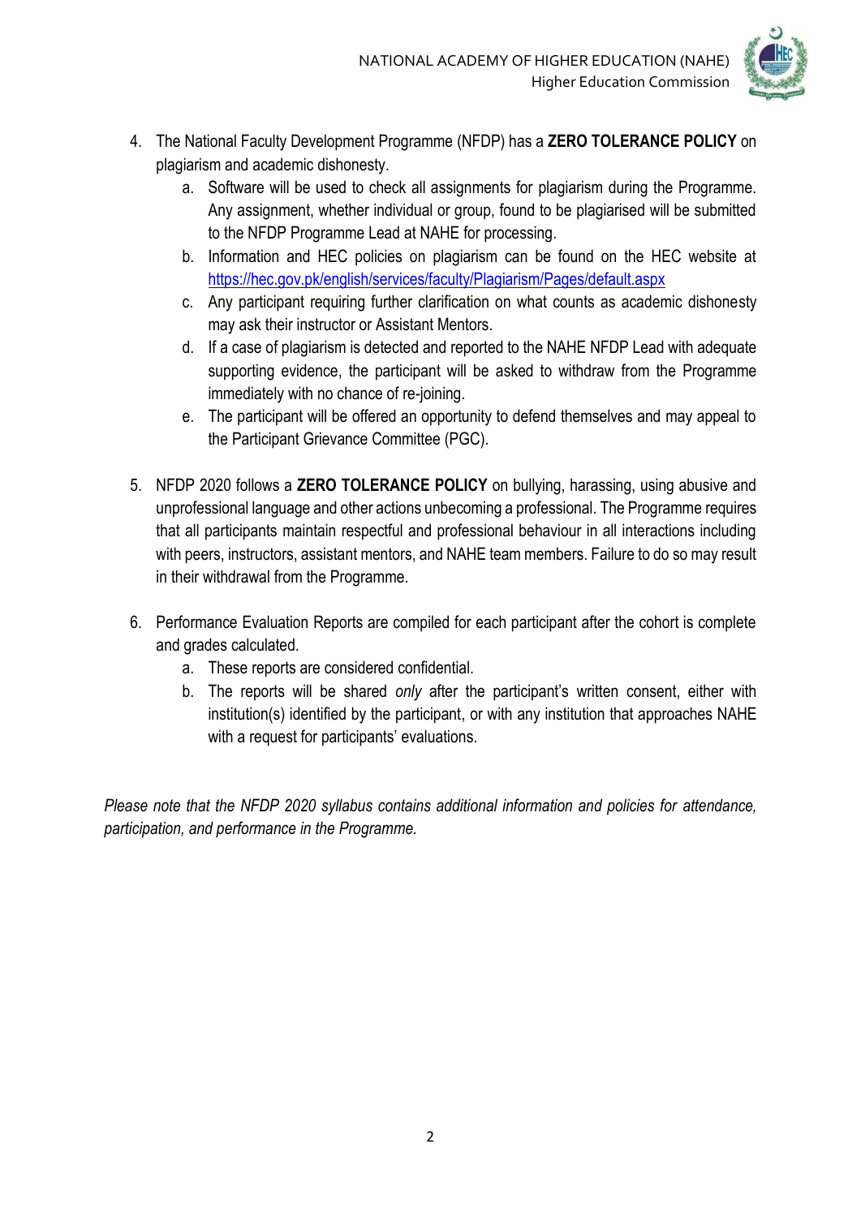4. The National Faculty Development Programme (NFDP) has a **ZERO TOLERANCE POLICY** on plagiarism and academic dishonesty.
   a. Software will be used to check all assignments for plagiarism during the Programme. Any assignment, whether individual or group, found to be plagiarised will be submitted to the NFDP Programme Lead at NAHE for processing.
   b. Information and HEC policies on plagiarism can be found on the HEC website at https://hec.gov.pk/english/services/faculty/Plagiarism/Pages/default.aspx
   c. Any participant requiring further clarification on what counts as academic dishonesty may ask their instructor or Assistant Mentors.
   d. If a case of plagiarism is detected and reported to the NAHE NFDP Lead with adequate supporting evidence, the participant will be asked to withdraw from the Programme immediately with no chance of re-joining.
   e. The participant will be offered an opportunity to defend themselves and may appeal to the Participant Grievance Committee (PGC).

5. NFDP 2020 follows a **ZERO TOLERANCE POLICY** on bullying, harassing, using abusive and unprofessional language and other actions unbecoming a professional. The Programme requires that all participants maintain respectful and professional behaviour in all interactions including with peers, instructors, assistant mentors, and NAHE team members. Failure to do so may result in their withdrawal from the Programme.

6. Performance Evaluation Reports are compiled for each participant after the cohort is complete and grades calculated.
   a. These reports are considered confidential.
   b. The reports will be shared *only* after the participant's written consent, either with institution(s) identified by the participant, or with any institution that approaches NAHE with a request for participants' evaluations.

*Please note that the NFDP 2020 syllabus contains additional information and policies for attendance, participation, and performance in the Programme.*